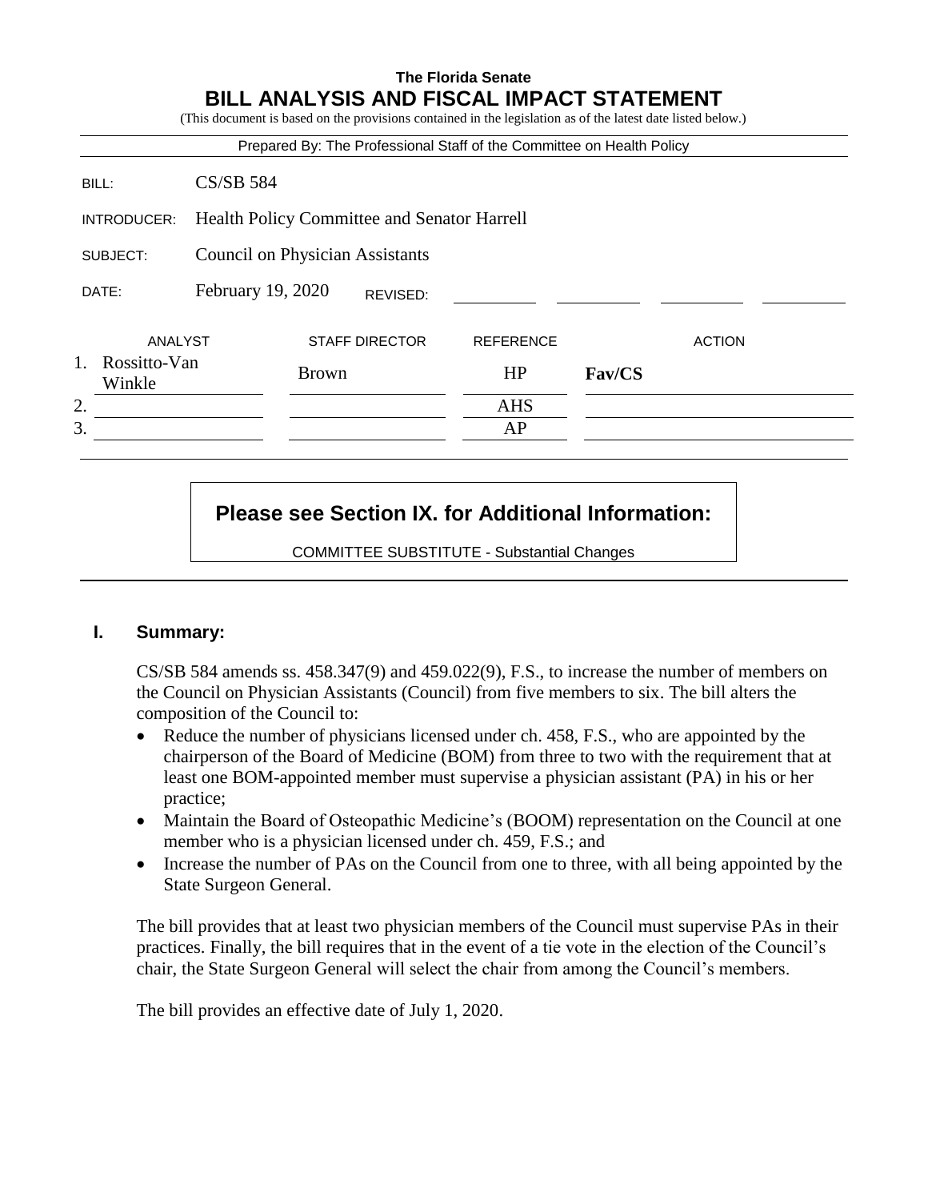**The Florida Senate**

# BILL ANALYSIS AND FISCAL IMPACT STATEMENT

(This document is based on the provisions contained in the legislation as of the latest date listed below.)

Prepared By: The Professional Staff of the Committee on Health Policy

| | |
|---|---|
| BILL: | CS/SB 584 |
| INTRODUCER: | Health Policy Committee and Senator Harrell |
| SUBJECT: | Council on Physician Assistants |
| DATE: | February 19, 2020 REVISED: |

| | ANALYST | STAFF DIRECTOR | REFERENCE | ACTION |
|---|---|---|---|---|
| 1. | Rossitto-Van Winkle | Brown | HP | **Fav/CS** |
| 2. | | | AHS | |
| 3. | | | AP | |

**Please see Section IX. for Additional Information:**

COMMITTEE SUBSTITUTE - Substantial Changes

## I. Summary:

CS/SB 584 amends ss. 458.347(9) and 459.022(9), F.S., to increase the number of members on the Council on Physician Assistants (Council) from five members to six. The bill alters the composition of the Council to:

- Reduce the number of physicians licensed under ch. 458, F.S., who are appointed by the chairperson of the Board of Medicine (BOM) from three to two with the requirement that at least one BOM-appointed member must supervise a physician assistant (PA) in his or her practice;
- Maintain the Board of Osteopathic Medicine's (BOOM) representation on the Council at one member who is a physician licensed under ch. 459, F.S.; and
- Increase the number of PAs on the Council from one to three, with all being appointed by the State Surgeon General.

The bill provides that at least two physician members of the Council must supervise PAs in their practices. Finally, the bill requires that in the event of a tie vote in the election of the Council's chair, the State Surgeon General will select the chair from among the Council's members.

The bill provides an effective date of July 1, 2020.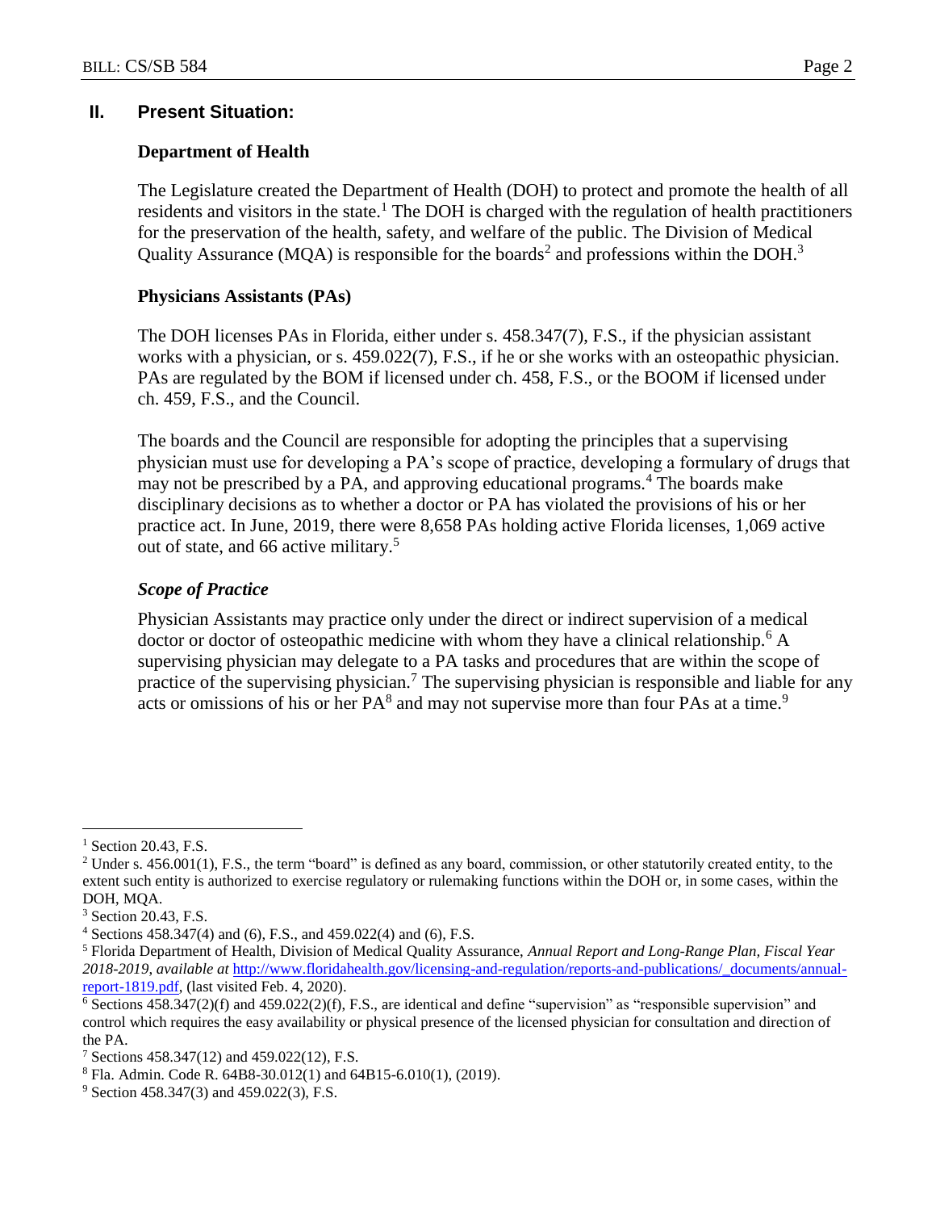## II. Present Situation:

### Department of Health

The Legislature created the Department of Health (DOH) to protect and promote the health of all residents and visitors in the state.[1] The DOH is charged with the regulation of health practitioners for the preservation of the health, safety, and welfare of the public. The Division of Medical Quality Assurance (MQA) is responsible for the boards[2] and professions within the DOH.[3]

### Physicians Assistants (PAs)

The DOH licenses PAs in Florida, either under s. 458.347(7), F.S., if the physician assistant works with a physician, or s. 459.022(7), F.S., if he or she works with an osteopathic physician. PAs are regulated by the BOM if licensed under ch. 458, F.S., or the BOOM if licensed under ch. 459, F.S., and the Council.

The boards and the Council are responsible for adopting the principles that a supervising physician must use for developing a PA's scope of practice, developing a formulary of drugs that may not be prescribed by a PA, and approving educational programs.[4] The boards make disciplinary decisions as to whether a doctor or PA has violated the provisions of his or her practice act. In June, 2019, there were 8,658 PAs holding active Florida licenses, 1,069 active out of state, and 66 active military.[5]

#### *Scope of Practice*

Physician Assistants may practice only under the direct or indirect supervision of a medical doctor or doctor of osteopathic medicine with whom they have a clinical relationship.[6] A supervising physician may delegate to a PA tasks and procedures that are within the scope of practice of the supervising physician.[7] The supervising physician is responsible and liable for any acts or omissions of his or her PA[8] and may not supervise more than four PAs at a time.[9]

---

[1] Section 20.43, F.S.

[2] Under s. 456.001(1), F.S., the term "board" is defined as any board, commission, or other statutorily created entity, to the extent such entity is authorized to exercise regulatory or rulemaking functions within the DOH or, in some cases, within the DOH, MQA.

[3] Section 20.43, F.S.

[4] Sections 458.347(4) and (6), F.S., and 459.022(4) and (6), F.S.

[5] Florida Department of Health, Division of Medical Quality Assurance, *Annual Report and Long-Range Plan, Fiscal Year 2018-2019, available at* http://www.floridahealth.gov/licensing-and-regulation/reports-and-publications/_documents/annual-report-1819.pdf, (last visited Feb. 4, 2020).

[6] Sections 458.347(2)(f) and 459.022(2)(f), F.S., are identical and define "supervision" as "responsible supervision" and control which requires the easy availability or physical presence of the licensed physician for consultation and direction of the PA.

[7] Sections 458.347(12) and 459.022(12), F.S.

[8] Fla. Admin. Code R. 64B8-30.012(1) and 64B15-6.010(1), (2019).

[9] Section 458.347(3) and 459.022(3), F.S.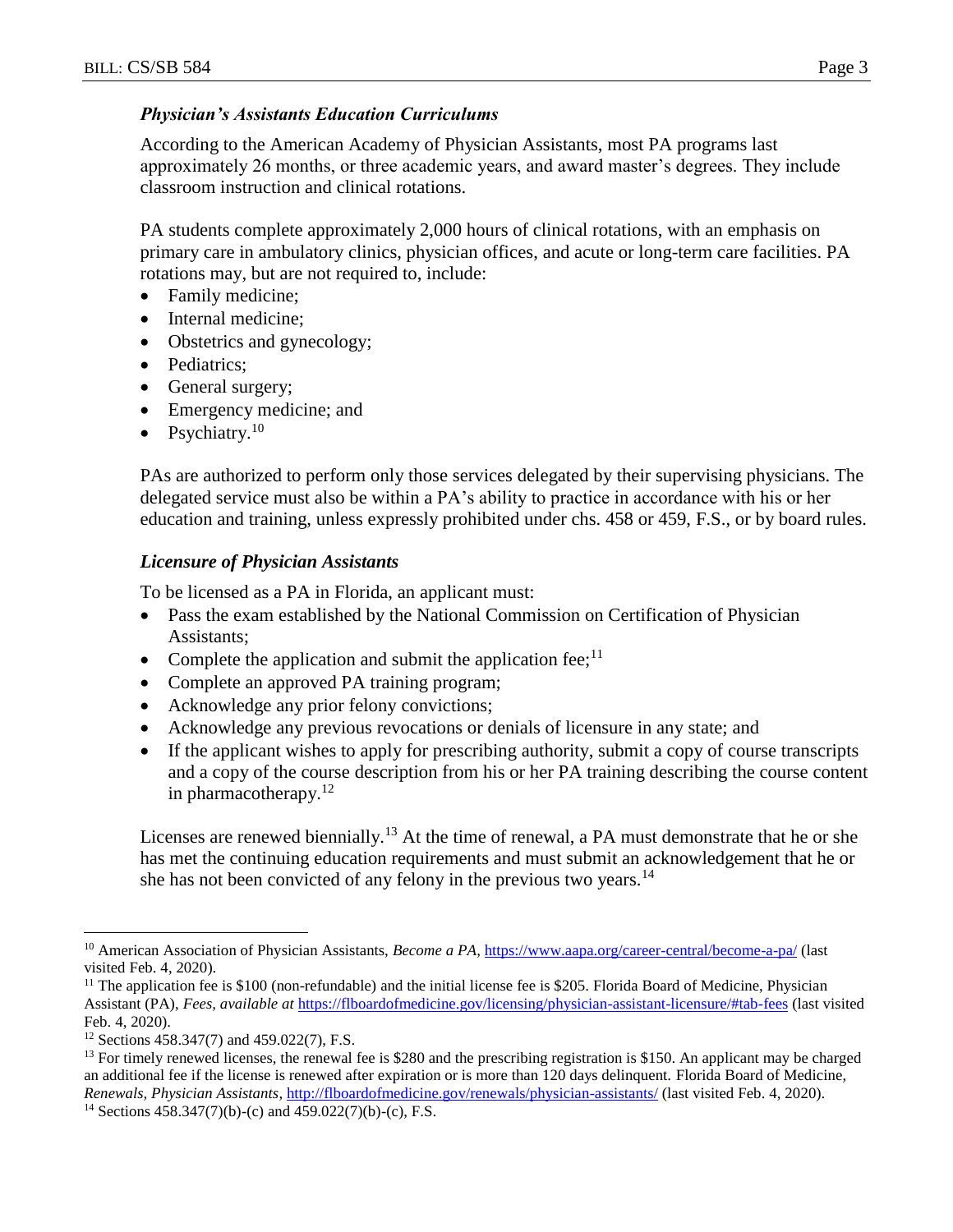### *Physician's Assistants Education Curriculums*

According to the American Academy of Physician Assistants, most PA programs last approximately 26 months, or three academic years, and award master's degrees. They include classroom instruction and clinical rotations.

PA students complete approximately 2,000 hours of clinical rotations, with an emphasis on primary care in ambulatory clinics, physician offices, and acute or long-term care facilities. PA rotations may, but are not required to, include:

- Family medicine;
- Internal medicine;
- Obstetrics and gynecology;
- Pediatrics;
- General surgery;
- Emergency medicine; and
- Psychiatry.[10]

PAs are authorized to perform only those services delegated by their supervising physicians. The delegated service must also be within a PA's ability to practice in accordance with his or her education and training, unless expressly prohibited under chs. 458 or 459, F.S., or by board rules.

### *Licensure of Physician Assistants*

To be licensed as a PA in Florida, an applicant must:

- Pass the exam established by the National Commission on Certification of Physician Assistants;
- Complete the application and submit the application fee;[11]
- Complete an approved PA training program;
- Acknowledge any prior felony convictions;
- Acknowledge any previous revocations or denials of licensure in any state; and
- If the applicant wishes to apply for prescribing authority, submit a copy of course transcripts and a copy of the course description from his or her PA training describing the course content in pharmacotherapy.[12]

Licenses are renewed biennially.[13] At the time of renewal, a PA must demonstrate that he or she has met the continuing education requirements and must submit an acknowledgement that he or she has not been convicted of any felony in the previous two years.[14]

---

[10] American Association of Physician Assistants, *Become a PA*, https://www.aapa.org/career-central/become-a-pa/ (last visited Feb. 4, 2020).

[11] The application fee is $100 (non-refundable) and the initial license fee is $205. Florida Board of Medicine, Physician Assistant (PA), *Fees, available at* https://flboardofmedicine.gov/licensing/physician-assistant-licensure/#tab-fees (last visited Feb. 4, 2020).

[12] Sections 458.347(7) and 459.022(7), F.S.

[13] For timely renewed licenses, the renewal fee is $280 and the prescribing registration is $150. An applicant may be charged an additional fee if the license is renewed after expiration or is more than 120 days delinquent. Florida Board of Medicine, *Renewals, Physician Assistants*, http://flboardofmedicine.gov/renewals/physician-assistants/ (last visited Feb. 4, 2020).

[14] Sections 458.347(7)(b)-(c) and 459.022(7)(b)-(c), F.S.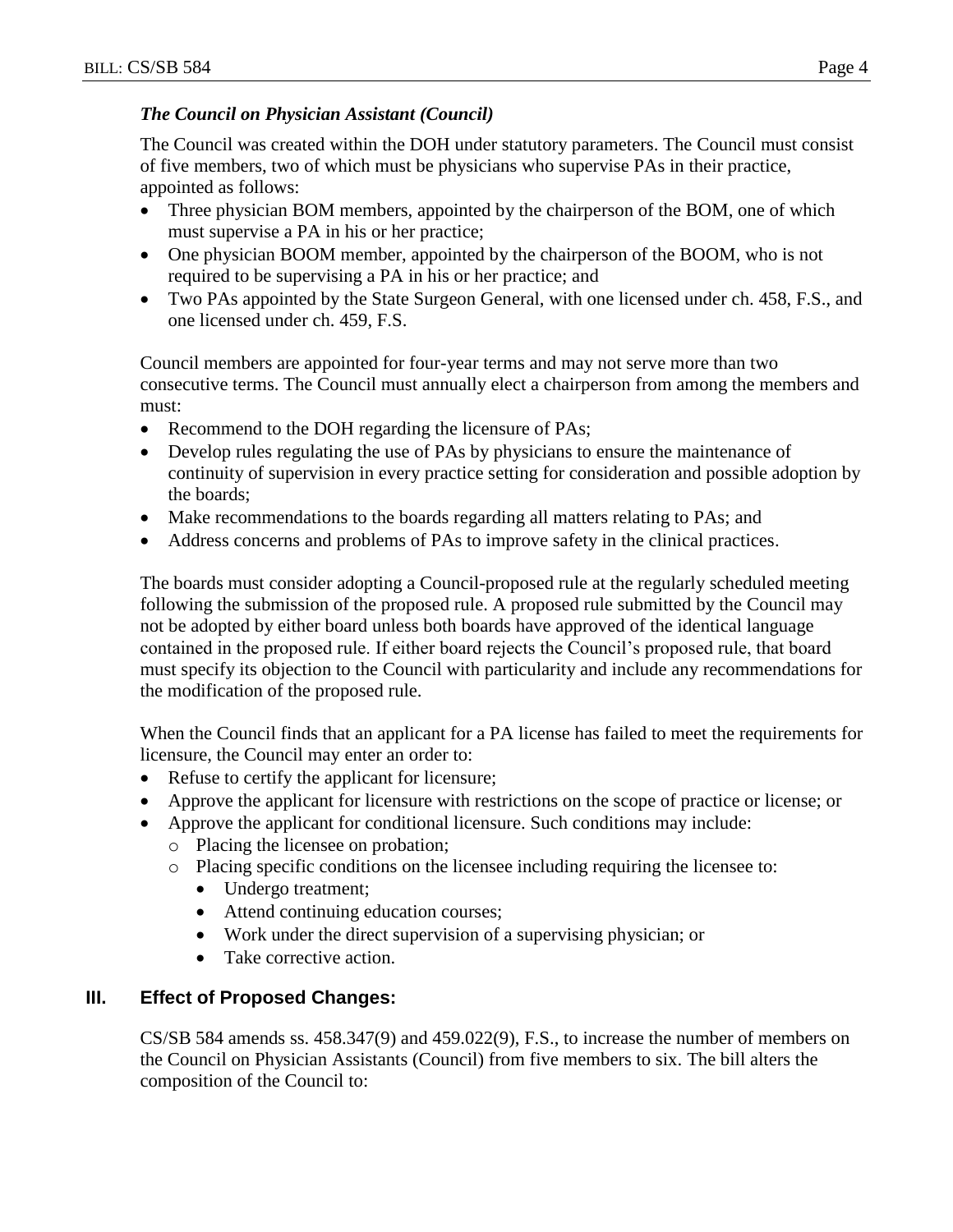### *The Council on Physician Assistant (Council)*

The Council was created within the DOH under statutory parameters. The Council must consist of five members, two of which must be physicians who supervise PAs in their practice, appointed as follows:

- Three physician BOM members, appointed by the chairperson of the BOM, one of which must supervise a PA in his or her practice;
- One physician BOOM member, appointed by the chairperson of the BOOM, who is not required to be supervising a PA in his or her practice; and
- Two PAs appointed by the State Surgeon General, with one licensed under ch. 458, F.S., and one licensed under ch. 459, F.S.

Council members are appointed for four-year terms and may not serve more than two consecutive terms. The Council must annually elect a chairperson from among the members and must:

- Recommend to the DOH regarding the licensure of PAs;
- Develop rules regulating the use of PAs by physicians to ensure the maintenance of continuity of supervision in every practice setting for consideration and possible adoption by the boards;
- Make recommendations to the boards regarding all matters relating to PAs; and
- Address concerns and problems of PAs to improve safety in the clinical practices.

The boards must consider adopting a Council-proposed rule at the regularly scheduled meeting following the submission of the proposed rule. A proposed rule submitted by the Council may not be adopted by either board unless both boards have approved of the identical language contained in the proposed rule. If either board rejects the Council's proposed rule, that board must specify its objection to the Council with particularity and include any recommendations for the modification of the proposed rule.

When the Council finds that an applicant for a PA license has failed to meet the requirements for licensure, the Council may enter an order to:

- Refuse to certify the applicant for licensure;
- Approve the applicant for licensure with restrictions on the scope of practice or license; or
- Approve the applicant for conditional licensure. Such conditions may include:
  - Placing the licensee on probation;
  - Placing specific conditions on the licensee including requiring the licensee to:
    - Undergo treatment;
    - Attend continuing education courses;
    - Work under the direct supervision of a supervising physician; or
    - Take corrective action.

## III. Effect of Proposed Changes:

CS/SB 584 amends ss. 458.347(9) and 459.022(9), F.S., to increase the number of members on the Council on Physician Assistants (Council) from five members to six. The bill alters the composition of the Council to: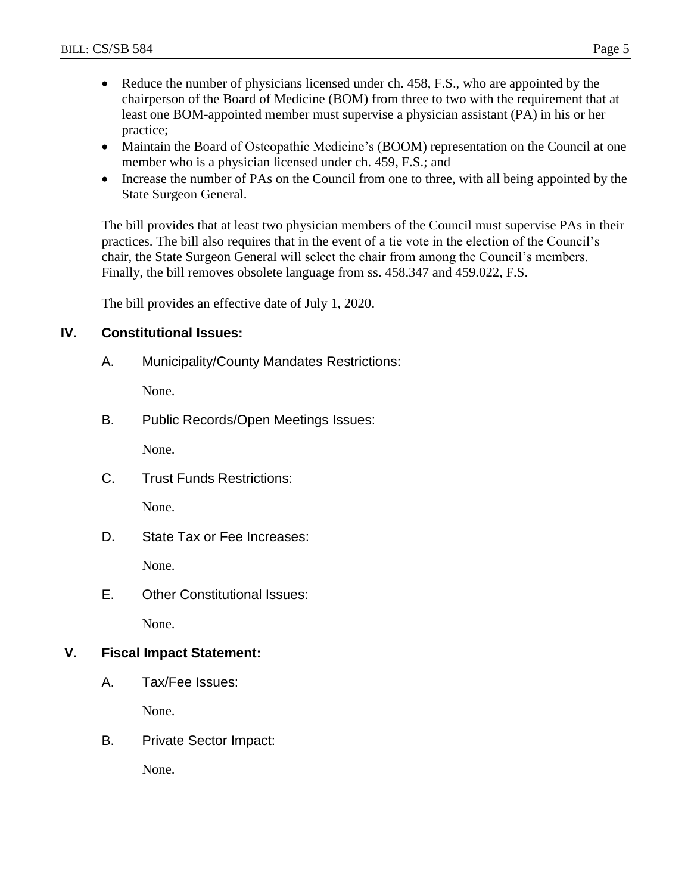- Reduce the number of physicians licensed under ch. 458, F.S., who are appointed by the chairperson of the Board of Medicine (BOM) from three to two with the requirement that at least one BOM-appointed member must supervise a physician assistant (PA) in his or her practice;
- Maintain the Board of Osteopathic Medicine's (BOOM) representation on the Council at one member who is a physician licensed under ch. 459, F.S.; and
- Increase the number of PAs on the Council from one to three, with all being appointed by the State Surgeon General.

The bill provides that at least two physician members of the Council must supervise PAs in their practices. The bill also requires that in the event of a tie vote in the election of the Council's chair, the State Surgeon General will select the chair from among the Council's members. Finally, the bill removes obsolete language from ss. 458.347 and 459.022, F.S.

The bill provides an effective date of July 1, 2020.

## IV. Constitutional Issues:

### A. Municipality/County Mandates Restrictions:

None.

### B. Public Records/Open Meetings Issues:

None.

### C. Trust Funds Restrictions:

None.

### D. State Tax or Fee Increases:

None.

### E. Other Constitutional Issues:

None.

## V. Fiscal Impact Statement:

### A. Tax/Fee Issues:

None.

### B. Private Sector Impact:

None.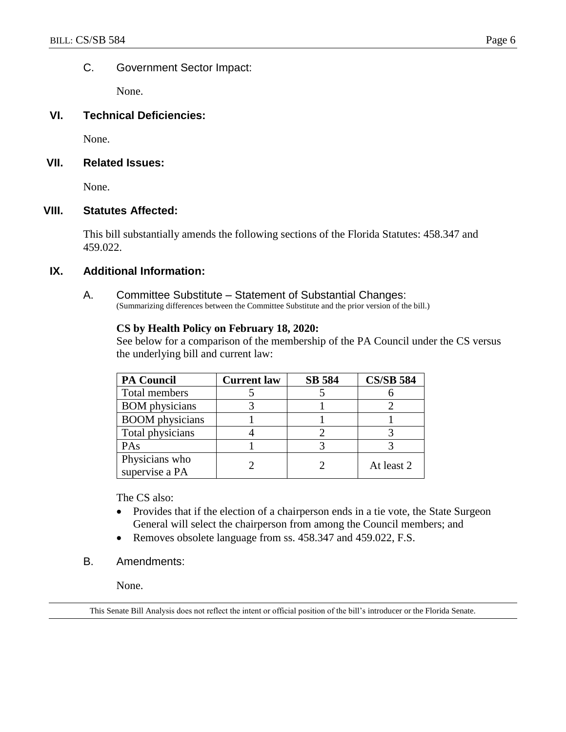### C. Government Sector Impact:

None.

## VI. Technical Deficiencies:

None.

## VII. Related Issues:

None.

## VIII. Statutes Affected:

This bill substantially amends the following sections of the Florida Statutes: 458.347 and 459.022.

## IX. Additional Information:

### A. Committee Substitute – Statement of Substantial Changes:

(Summarizing differences between the Committee Substitute and the prior version of the bill.)

**CS by Health Policy on February 18, 2020:**

See below for a comparison of the membership of the PA Council under the CS versus the underlying bill and current law:

| PA Council | Current law | SB 584 | CS/SB 584 |
| --- | --- | --- | --- |
| Total members | 5 | 5 | 6 |
| BOM physicians | 3 | 1 | 2 |
| BOOM physicians | 1 | 1 | 1 |
| Total physicians | 4 | 2 | 3 |
| PAs | 1 | 3 | 3 |
| Physicians who supervise a PA | 2 | 2 | At least 2 |

The CS also:

- Provides that if the election of a chairperson ends in a tie vote, the State Surgeon General will select the chairperson from among the Council members; and
- Removes obsolete language from ss. 458.347 and 459.022, F.S.

### B. Amendments:

None.

This Senate Bill Analysis does not reflect the intent or official position of the bill's introducer or the Florida Senate.